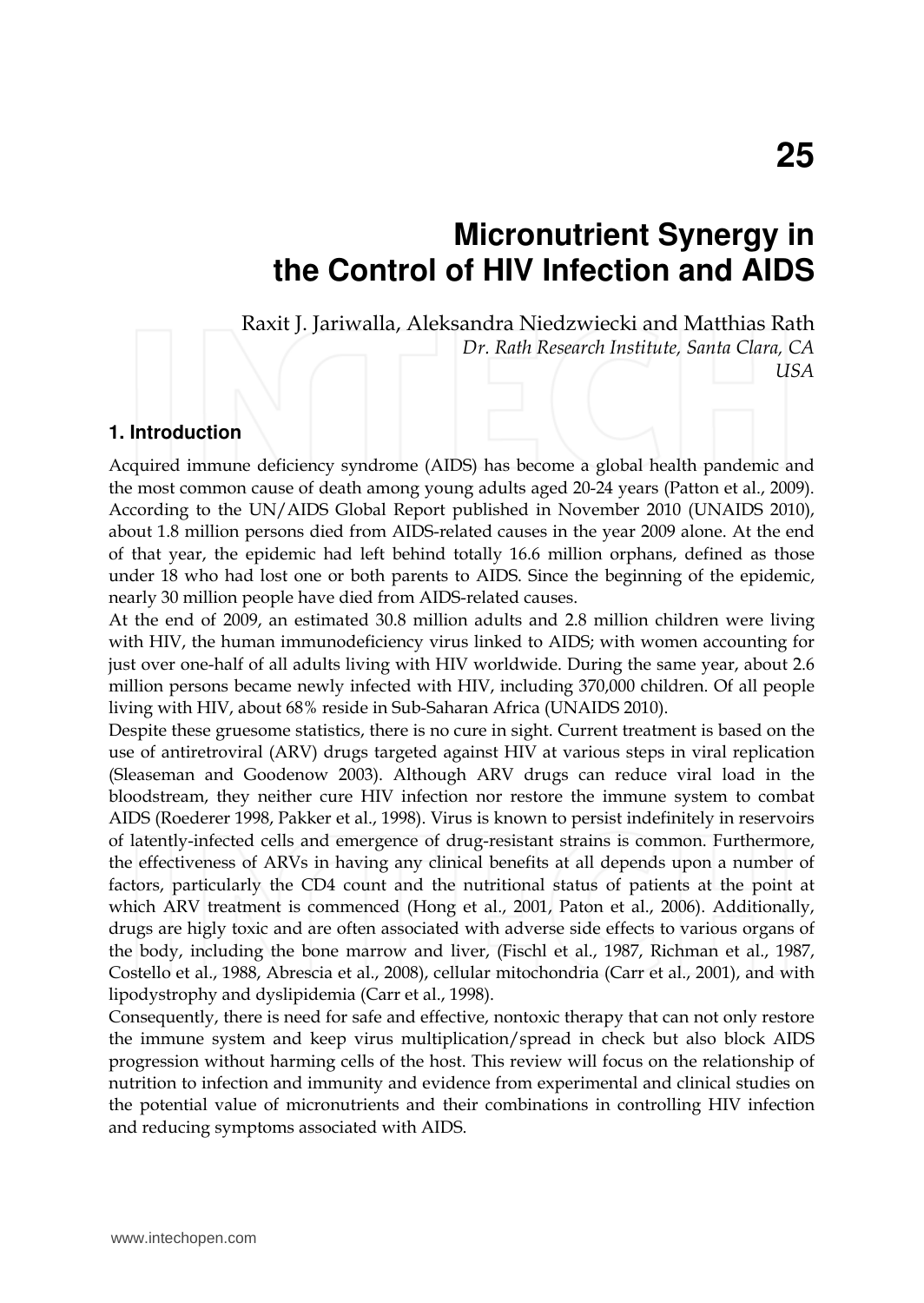# 25

# Micronutrient Synergy in the Control of HIV Infection and AIDS

Raxit J. Jariwalla, Aleksandra Niedzwiecki and Matthias Rath
*Dr. Rath Research Institute, Santa Clara, CA USA*

## 1. Introduction

Acquired immune deficiency syndrome (AIDS) has become a global health pandemic and the most common cause of death among young adults aged 20-24 years (Patton et al., 2009). According to the UN/AIDS Global Report published in November 2010 (UNAIDS 2010), about 1.8 million persons died from AIDS-related causes in the year 2009 alone. At the end of that year, the epidemic had left behind totally 16.6 million orphans, defined as those under 18 who had lost one or both parents to AIDS. Since the beginning of the epidemic, nearly 30 million people have died from AIDS-related causes.

At the end of 2009, an estimated 30.8 million adults and 2.8 million children were living with HIV, the human immunodeficiency virus linked to AIDS; with women accounting for just over one-half of all adults living with HIV worldwide. During the same year, about 2.6 million persons became newly infected with HIV, including 370,000 children. Of all people living with HIV, about 68% reside in Sub-Saharan Africa (UNAIDS 2010).

Despite these gruesome statistics, there is no cure in sight. Current treatment is based on the use of antiretroviral (ARV) drugs targeted against HIV at various steps in viral replication (Sleaseman and Goodenow 2003). Although ARV drugs can reduce viral load in the bloodstream, they neither cure HIV infection nor restore the immune system to combat AIDS (Roederer 1998, Pakker et al., 1998). Virus is known to persist indefinitely in reservoirs of latently-infected cells and emergence of drug-resistant strains is common. Furthermore, the effectiveness of ARVs in having any clinical benefits at all depends upon a number of factors, particularly the CD4 count and the nutritional status of patients at the point at which ARV treatment is commenced (Hong et al., 2001, Paton et al., 2006). Additionally, drugs are higly toxic and are often associated with adverse side effects to various organs of the body, including the bone marrow and liver, (Fischl et al., 1987, Richman et al., 1987, Costello et al., 1988, Abrescia et al., 2008), cellular mitochondria (Carr et al., 2001), and with lipodystrophy and dyslipidemia (Carr et al., 1998).

Consequently, there is need for safe and effective, nontoxic therapy that can not only restore the immune system and keep virus multiplication/spread in check but also block AIDS progression without harming cells of the host. This review will focus on the relationship of nutrition to infection and immunity and evidence from experimental and clinical studies on the potential value of micronutrients and their combinations in controlling HIV infection and reducing symptoms associated with AIDS.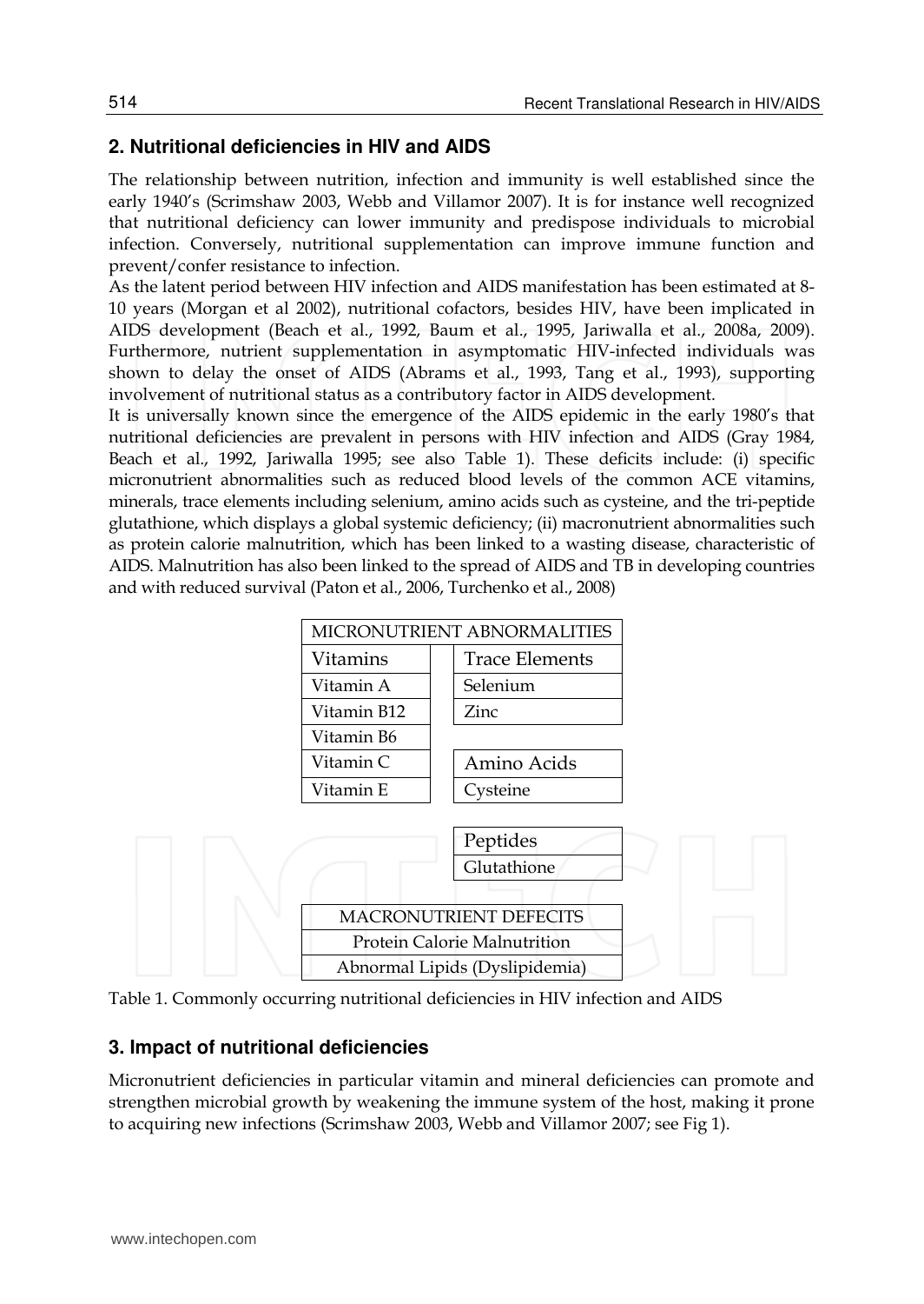## 2. Nutritional deficiencies in HIV and AIDS

The relationship between nutrition, infection and immunity is well established since the early 1940's (Scrimshaw 2003, Webb and Villamor 2007). It is for instance well recognized that nutritional deficiency can lower immunity and predispose individuals to microbial infection. Conversely, nutritional supplementation can improve immune function and prevent/confer resistance to infection.

As the latent period between HIV infection and AIDS manifestation has been estimated at 8-10 years (Morgan et al 2002), nutritional cofactors, besides HIV, have been implicated in AIDS development (Beach et al., 1992, Baum et al., 1995, Jariwalla et al., 2008a, 2009). Furthermore, nutrient supplementation in asymptomatic HIV-infected individuals was shown to delay the onset of AIDS (Abrams et al., 1993, Tang et al., 1993), supporting involvement of nutritional status as a contributory factor in AIDS development.

It is universally known since the emergence of the AIDS epidemic in the early 1980's that nutritional deficiencies are prevalent in persons with HIV infection and AIDS (Gray 1984, Beach et al., 1992, Jariwalla 1995; see also Table 1). These deficits include: (i) specific micronutrient abnormalities such as reduced blood levels of the common ACE vitamins, minerals, trace elements including selenium, amino acids such as cysteine, and the tri-peptide glutathione, which displays a global systemic deficiency; (ii) macronutrient abnormalities such as protein calorie malnutrition, which has been linked to a wasting disease, characteristic of AIDS. Malnutrition has also been linked to the spread of AIDS and TB in developing countries and with reduced survival (Paton et al., 2006, Turchenko et al., 2008)

| MICRONUTRIENT ABNORMALITIES | |
|---|---|
| **Vitamins** | **Trace Elements** |
| Vitamin A | Selenium |
| Vitamin B12 | Zinc |
| Vitamin B6 | |
| Vitamin C | **Amino Acids** |
| Vitamin E | Cysteine |
| | |
| | **Peptides** |
| | Glutathione |

| MACRONUTRIENT DEFECITS |
|---|
| Protein Calorie Malnutrition |
| Abnormal Lipids (Dyslipidemia) |

Table 1. Commonly occurring nutritional deficiencies in HIV infection and AIDS

## 3. Impact of nutritional deficiencies

Micronutrient deficiencies in particular vitamin and mineral deficiencies can promote and strengthen microbial growth by weakening the immune system of the host, making it prone to acquiring new infections (Scrimshaw 2003, Webb and Villamor 2007; see Fig 1).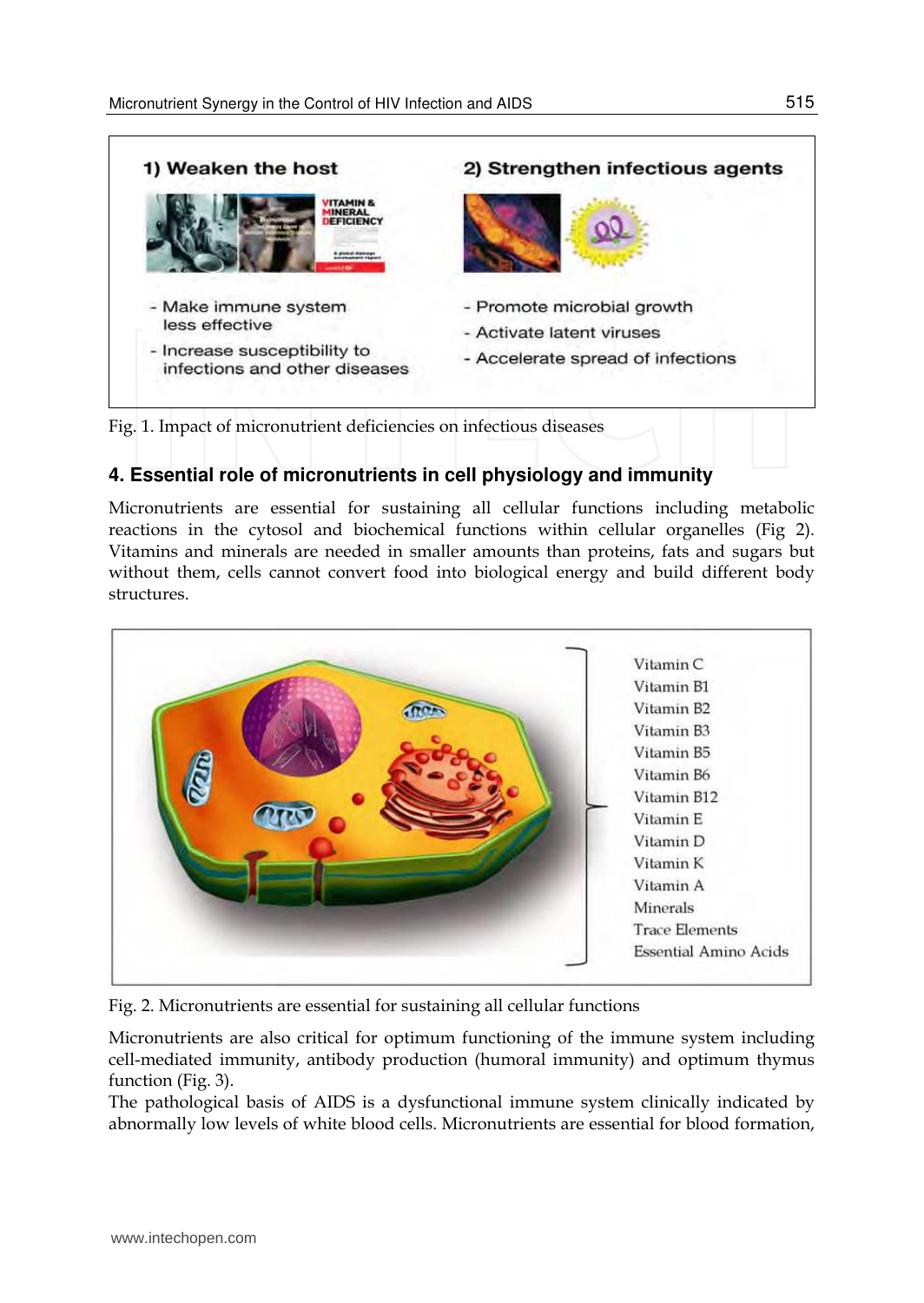1) Weaken the host

- Make immune system less effective
- Increase susceptibility to infections and other diseases

2) Strengthen infectious agents

- Promote microbial growth
- Activate latent viruses
- Accelerate spread of infections

Fig. 1. Impact of micronutrient deficiencies on infectious diseases

## 4. Essential role of micronutrients in cell physiology and immunity

Micronutrients are essential for sustaining all cellular functions including metabolic reactions in the cytosol and biochemical functions within cellular organelles (Fig 2). Vitamins and minerals are needed in smaller amounts than proteins, fats and sugars but without them, cells cannot convert food into biological energy and build different body structures.

Vitamin C
Vitamin B1
Vitamin B2
Vitamin B3
Vitamin B5
Vitamin B6
Vitamin B12
Vitamin E
Vitamin D
Vitamin K
Vitamin A
Minerals
Trace Elements
Essential Amino Acids

Fig. 2. Micronutrients are essential for sustaining all cellular functions

Micronutrients are also critical for optimum functioning of the immune system including cell-mediated immunity, antibody production (humoral immunity) and optimum thymus function (Fig. 3).

The pathological basis of AIDS is a dysfunctional immune system clinically indicated by abnormally low levels of white blood cells. Micronutrients are essential for blood formation,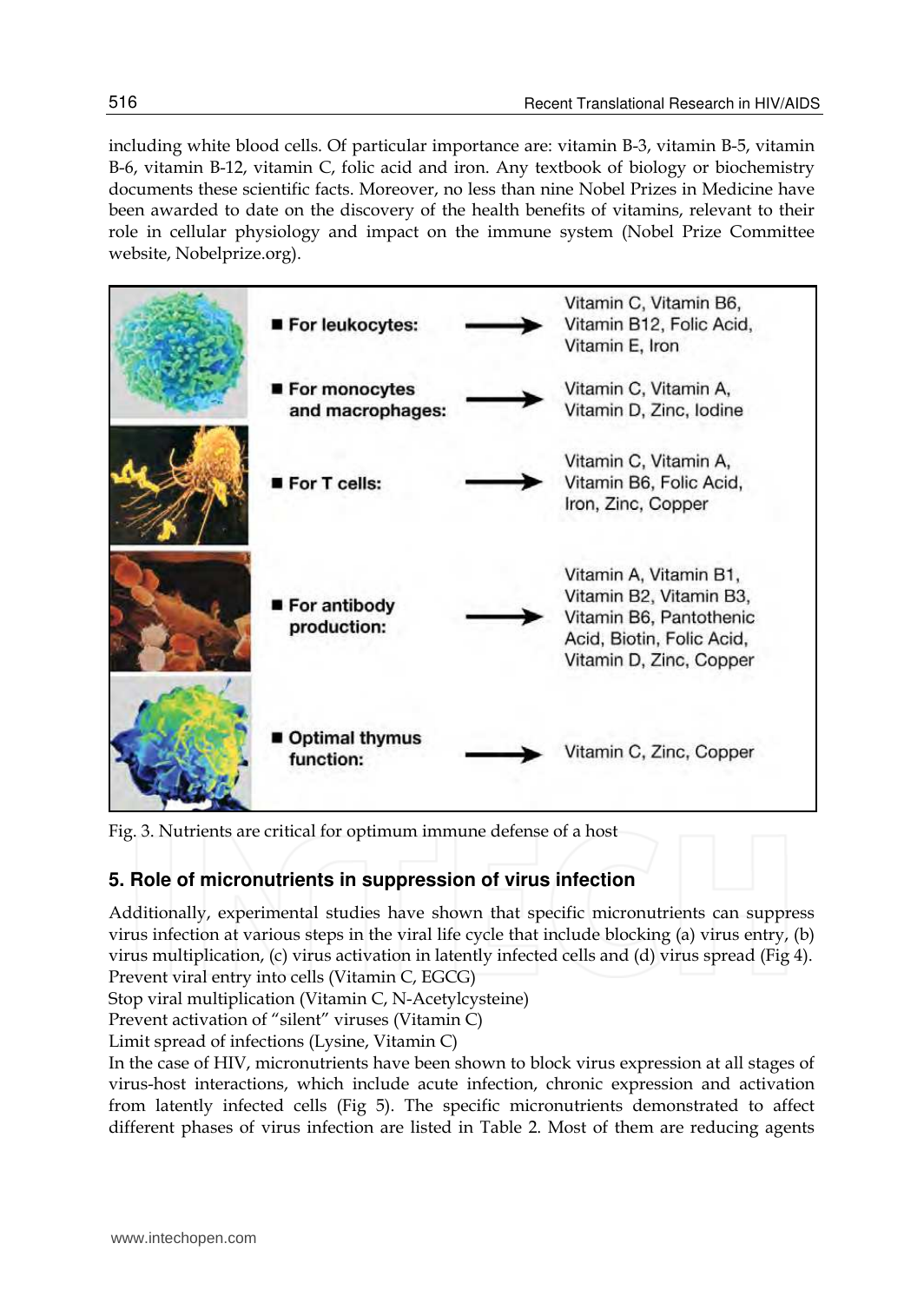including white blood cells. Of particular importance are: vitamin B-3, vitamin B-5, vitamin B-6, vitamin B-12, vitamin C, folic acid and iron. Any textbook of biology or biochemistry documents these scientific facts. Moreover, no less than nine Nobel Prizes in Medicine have been awarded to date on the discovery of the health benefits of vitamins, relevant to their role in cellular physiology and impact on the immune system (Nobel Prize Committee website, Nobelprize.org).

| | |
|---|---|
| **For leukocytes:** → | Vitamin C, Vitamin B6, Vitamin B12, Folic Acid, Vitamin E, Iron |
| **For monocytes and macrophages:** → | Vitamin C, Vitamin A, Vitamin D, Zinc, Iodine |
| **For T cells:** → | Vitamin C, Vitamin A, Vitamin B6, Folic Acid, Iron, Zinc, Copper |
| **For antibody production:** → | Vitamin A, Vitamin B1, Vitamin B2, Vitamin B3, Vitamin B6, Pantothenic Acid, Biotin, Folic Acid, Vitamin D, Zinc, Copper |
| **Optimal thymus function:** → | Vitamin C, Zinc, Copper |

Fig. 3. Nutrients are critical for optimum immune defense of a host

## 5. Role of micronutrients in suppression of virus infection

Additionally, experimental studies have shown that specific micronutrients can suppress virus infection at various steps in the viral life cycle that include blocking (a) virus entry, (b) virus multiplication, (c) virus activation in latently infected cells and (d) virus spread (Fig 4).
Prevent viral entry into cells (Vitamin C, EGCG)
Stop viral multiplication (Vitamin C, N-Acetylcysteine)
Prevent activation of "silent" viruses (Vitamin C)
Limit spread of infections (Lysine, Vitamin C)
In the case of HIV, micronutrients have been shown to block virus expression at all stages of virus-host interactions, which include acute infection, chronic expression and activation from latently infected cells (Fig 5). The specific micronutrients demonstrated to affect different phases of virus infection are listed in Table 2. Most of them are reducing agents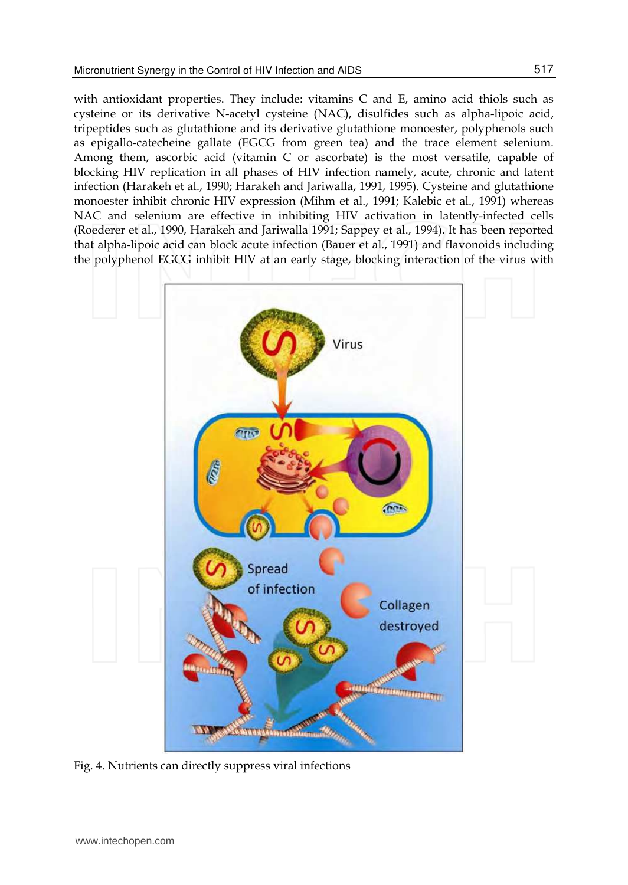with antioxidant properties. They include: vitamins C and E, amino acid thiols such as cysteine or its derivative N-acetyl cysteine (NAC), disulfides such as alpha-lipoic acid, tripeptides such as glutathione and its derivative glutathione monoester, polyphenols such as epigallo-catecheine gallate (EGCG from green tea) and the trace element selenium. Among them, ascorbic acid (vitamin C or ascorbate) is the most versatile, capable of blocking HIV replication in all phases of HIV infection namely, acute, chronic and latent infection (Harakeh et al., 1990; Harakeh and Jariwalla, 1991, 1995). Cysteine and glutathione monoester inhibit chronic HIV expression (Mihm et al., 1991; Kalebic et al., 1991) whereas NAC and selenium are effective in inhibiting HIV activation in latently-infected cells (Roederer et al., 1990, Harakeh and Jariwalla 1991; Sappey et al., 1994). It has been reported that alpha-lipoic acid can block acute infection (Bauer et al., 1991) and flavonoids including the polyphenol EGCG inhibit HIV at an early stage, blocking interaction of the virus with

Fig. 4. Nutrients can directly suppress viral infections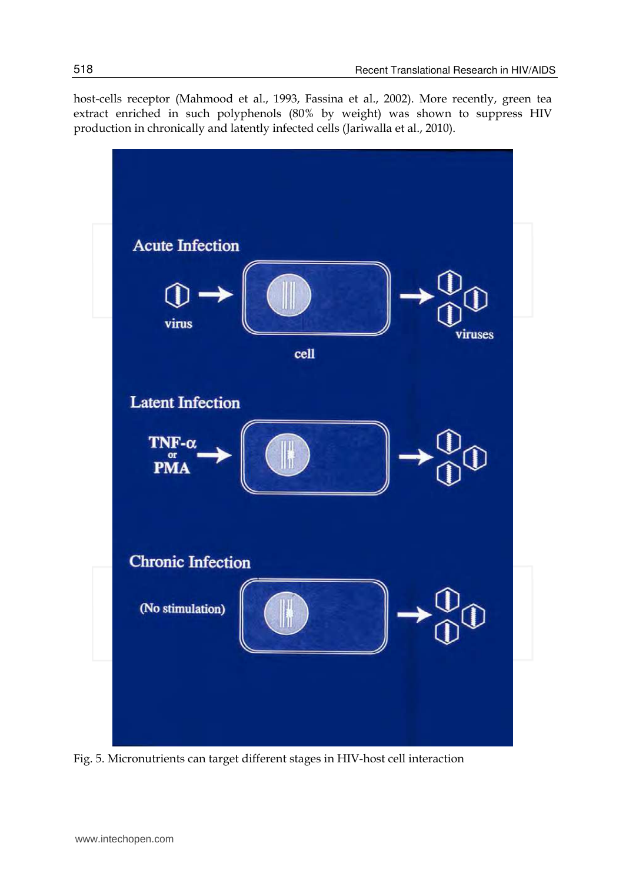host-cells receptor (Mahmood et al., 1993, Fassina et al., 2002). More recently, green tea extract enriched in such polyphenols (80% by weight) was shown to suppress HIV production in chronically and latently infected cells (Jariwalla et al., 2010).

Fig. 5. Micronutrients can target different stages in HIV-host cell interaction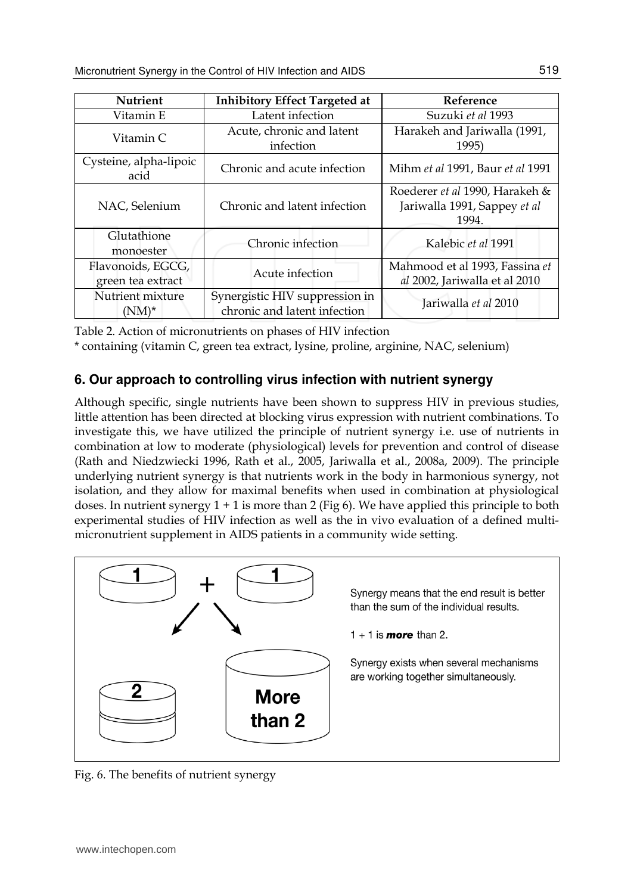| Nutrient | Inhibitory Effect Targeted at | Reference |
|---|---|---|
| Vitamin E | Latent infection | Suzuki *et al* 1993 |
| Vitamin C | Acute, chronic and latent infection | Harakeh and Jariwalla (1991, 1995) |
| Cysteine, alpha-lipoic acid | Chronic and acute infection | Mihm *et al* 1991, Baur *et al* 1991 |
| NAC, Selenium | Chronic and latent infection | Roederer *et al* 1990, Harakeh & Jariwalla 1991, Sappey *et al* 1994. |
| Glutathione monoester | Chronic infection | Kalebic *et al* 1991 |
| Flavonoids, EGCG, green tea extract | Acute infection | Mahmood et al 1993, Fassina *et al* 2002, Jariwalla et al 2010 |
| Nutrient mixture (NM)* | Synergistic HIV suppression in chronic and latent infection | Jariwalla *et al* 2010 |

Table 2. Action of micronutrients on phases of HIV infection

* containing (vitamin C, green tea extract, lysine, proline, arginine, NAC, selenium)

## 6. Our approach to controlling virus infection with nutrient synergy

Although specific, single nutrients have been shown to suppress HIV in previous studies, little attention has been directed at blocking virus expression with nutrient combinations. To investigate this, we have utilized the principle of nutrient synergy i.e. use of nutrients in combination at low to moderate (physiological) levels for prevention and control of disease (Rath and Niedzwiecki 1996, Rath et al., 2005, Jariwalla et al., 2008a, 2009). The principle underlying nutrient synergy is that nutrients work in the body in harmonious synergy, not isolation, and they allow for maximal benefits when used in combination at physiological doses. In nutrient synergy 1 + 1 is more than 2 (Fig 6). We have applied this principle to both experimental studies of HIV infection as well as the in vivo evaluation of a defined multi-micronutrient supplement in AIDS patients in a community wide setting.

1 + 1

2 More than 2

Synergy means that the end result is better than the sum of the individual results.

1 + 1 is ***more*** than 2.

Synergy exists when several mechanisms are working together simultaneously.

Fig. 6. The benefits of nutrient synergy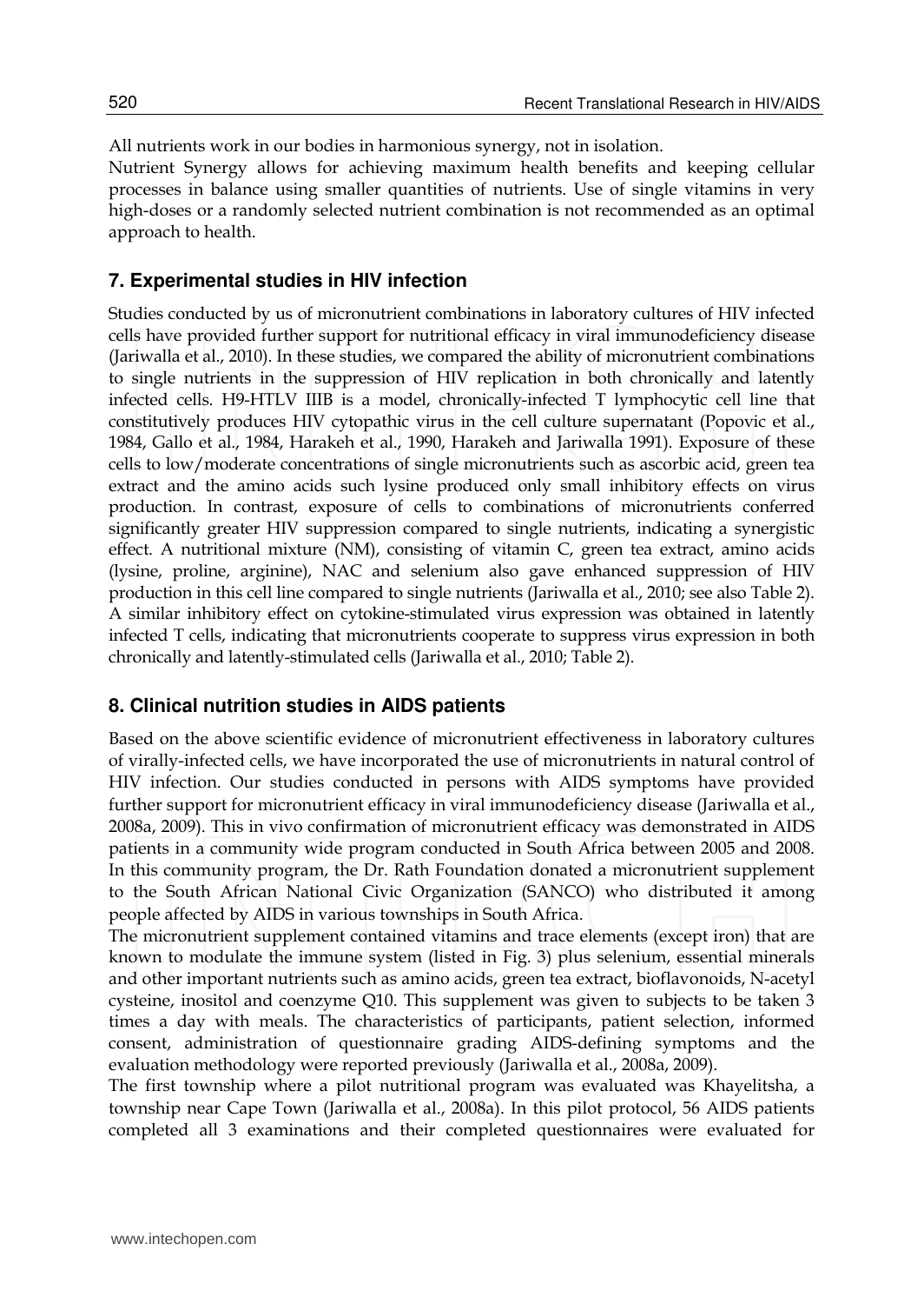All nutrients work in our bodies in harmonious synergy, not in isolation.

Nutrient Synergy allows for achieving maximum health benefits and keeping cellular processes in balance using smaller quantities of nutrients. Use of single vitamins in very high-doses or a randomly selected nutrient combination is not recommended as an optimal approach to health.

## 7. Experimental studies in HIV infection

Studies conducted by us of micronutrient combinations in laboratory cultures of HIV infected cells have provided further support for nutritional efficacy in viral immunodeficiency disease (Jariwalla et al., 2010). In these studies, we compared the ability of micronutrient combinations to single nutrients in the suppression of HIV replication in both chronically and latently infected cells. H9-HTLV IIIB is a model, chronically-infected T lymphocytic cell line that constitutively produces HIV cytopathic virus in the cell culture supernatant (Popovic et al., 1984, Gallo et al., 1984, Harakeh et al., 1990, Harakeh and Jariwalla 1991). Exposure of these cells to low/moderate concentrations of single micronutrients such as ascorbic acid, green tea extract and the amino acids such lysine produced only small inhibitory effects on virus production. In contrast, exposure of cells to combinations of micronutrients conferred significantly greater HIV suppression compared to single nutrients, indicating a synergistic effect. A nutritional mixture (NM), consisting of vitamin C, green tea extract, amino acids (lysine, proline, arginine), NAC and selenium also gave enhanced suppression of HIV production in this cell line compared to single nutrients (Jariwalla et al., 2010; see also Table 2). A similar inhibitory effect on cytokine-stimulated virus expression was obtained in latently infected T cells, indicating that micronutrients cooperate to suppress virus expression in both chronically and latently-stimulated cells (Jariwalla et al., 2010; Table 2).

## 8. Clinical nutrition studies in AIDS patients

Based on the above scientific evidence of micronutrient effectiveness in laboratory cultures of virally-infected cells, we have incorporated the use of micronutrients in natural control of HIV infection. Our studies conducted in persons with AIDS symptoms have provided further support for micronutrient efficacy in viral immunodeficiency disease (Jariwalla et al., 2008a, 2009). This in vivo confirmation of micronutrient efficacy was demonstrated in AIDS patients in a community wide program conducted in South Africa between 2005 and 2008. In this community program, the Dr. Rath Foundation donated a micronutrient supplement to the South African National Civic Organization (SANCO) who distributed it among people affected by AIDS in various townships in South Africa.

The micronutrient supplement contained vitamins and trace elements (except iron) that are known to modulate the immune system (listed in Fig. 3) plus selenium, essential minerals and other important nutrients such as amino acids, green tea extract, bioflavonoids, N-acetyl cysteine, inositol and coenzyme Q10. This supplement was given to subjects to be taken 3 times a day with meals. The characteristics of participants, patient selection, informed consent, administration of questionnaire grading AIDS-defining symptoms and the evaluation methodology were reported previously (Jariwalla et al., 2008a, 2009).

The first township where a pilot nutritional program was evaluated was Khayelitsha, a township near Cape Town (Jariwalla et al., 2008a). In this pilot protocol, 56 AIDS patients completed all 3 examinations and their completed questionnaires were evaluated for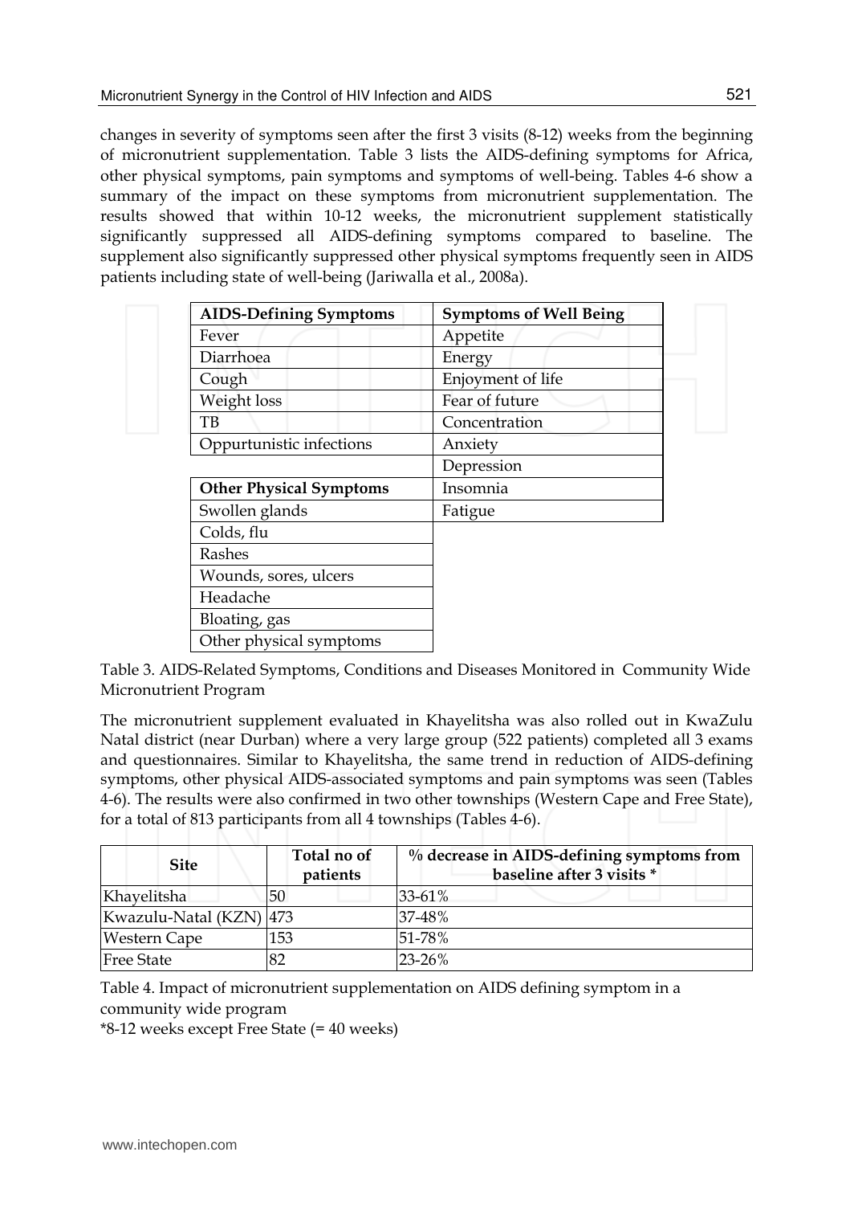changes in severity of symptoms seen after the first 3 visits (8-12) weeks from the beginning of micronutrient supplementation. Table 3 lists the AIDS-defining symptoms for Africa, other physical symptoms, pain symptoms and symptoms of well-being. Tables 4-6 show a summary of the impact on these symptoms from micronutrient supplementation. The results showed that within 10-12 weeks, the micronutrient supplement statistically significantly suppressed all AIDS-defining symptoms compared to baseline. The supplement also significantly suppressed other physical symptoms frequently seen in AIDS patients including state of well-being (Jariwalla et al., 2008a).

| **AIDS-Defining Symptoms** | **Symptoms of Well Being** |
|---|---|
| Fever | Appetite |
| Diarrhoea | Energy |
| Cough | Enjoyment of life |
| Weight loss | Fear of future |
| TB | Concentration |
| Oppurtunistic infections | Anxiety |
| | Depression |
| **Other Physical Symptoms** | Insomnia |
| Swollen glands | Fatigue |
| Colds, flu | |
| Rashes | |
| Wounds, sores, ulcers | |
| Headache | |
| Bloating, gas | |
| Other physical symptoms | |

Table 3. AIDS-Related Symptoms, Conditions and Diseases Monitored in Community Wide Micronutrient Program

The micronutrient supplement evaluated in Khayelitsha was also rolled out in KwaZulu Natal district (near Durban) where a very large group (522 patients) completed all 3 exams and questionnaires. Similar to Khayelitsha, the same trend in reduction of AIDS-defining symptoms, other physical AIDS-associated symptoms and pain symptoms was seen (Tables 4-6). The results were also confirmed in two other townships (Western Cape and Free State), for a total of 813 participants from all 4 townships (Tables 4-6).

| Site | Total no of patients | % decrease in AIDS-defining symptoms from baseline after 3 visits * |
|---|---|---|
| Khayelitsha | 50 | 33-61% |
| Kwazulu-Natal (KZN) | 473 | 37-48% |
| Western Cape | 153 | 51-78% |
| Free State | 82 | 23-26% |

Table 4. Impact of micronutrient supplementation on AIDS defining symptom in a community wide program

*8-12 weeks except Free State (= 40 weeks)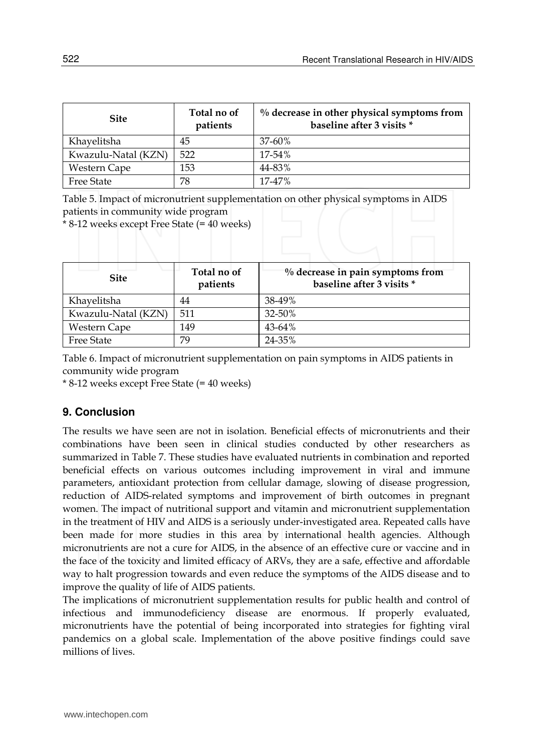| Site | Total no of patients | % decrease in other physical symptoms from baseline after 3 visits * |
|---|---|---|
| Khayelitsha | 45 | 37-60% |
| Kwazulu-Natal (KZN) | 522 | 17-54% |
| Western Cape | 153 | 44-83% |
| Free State | 78 | 17-47% |

Table 5. Impact of micronutrient supplementation on other physical symptoms in AIDS patients in community wide program

* 8-12 weeks except Free State (= 40 weeks)

| Site | Total no of patients | % decrease in pain symptoms from baseline after 3 visits * |
|---|---|---|
| Khayelitsha | 44 | 38-49% |
| Kwazulu-Natal (KZN) | 511 | 32-50% |
| Western Cape | 149 | 43-64% |
| Free State | 79 | 24-35% |

Table 6. Impact of micronutrient supplementation on pain symptoms in AIDS patients in community wide program

* 8-12 weeks except Free State (= 40 weeks)

## 9. Conclusion

The results we have seen are not in isolation. Beneficial effects of micronutrients and their combinations have been seen in clinical studies conducted by other researchers as summarized in Table 7. These studies have evaluated nutrients in combination and reported beneficial effects on various outcomes including improvement in viral and immune parameters, antioxidant protection from cellular damage, slowing of disease progression, reduction of AIDS-related symptoms and improvement of birth outcomes in pregnant women. The impact of nutritional support and vitamin and micronutrient supplementation in the treatment of HIV and AIDS is a seriously under-investigated area. Repeated calls have been made for more studies in this area by international health agencies. Although micronutrients are not a cure for AIDS, in the absence of an effective cure or vaccine and in the face of the toxicity and limited efficacy of ARVs, they are a safe, effective and affordable way to halt progression towards and even reduce the symptoms of the AIDS disease and to improve the quality of life of AIDS patients.

The implications of micronutrient supplementation results for public health and control of infectious and immunodeficiency disease are enormous. If properly evaluated, micronutrients have the potential of being incorporated into strategies for fighting viral pandemics on a global scale. Implementation of the above positive findings could save millions of lives.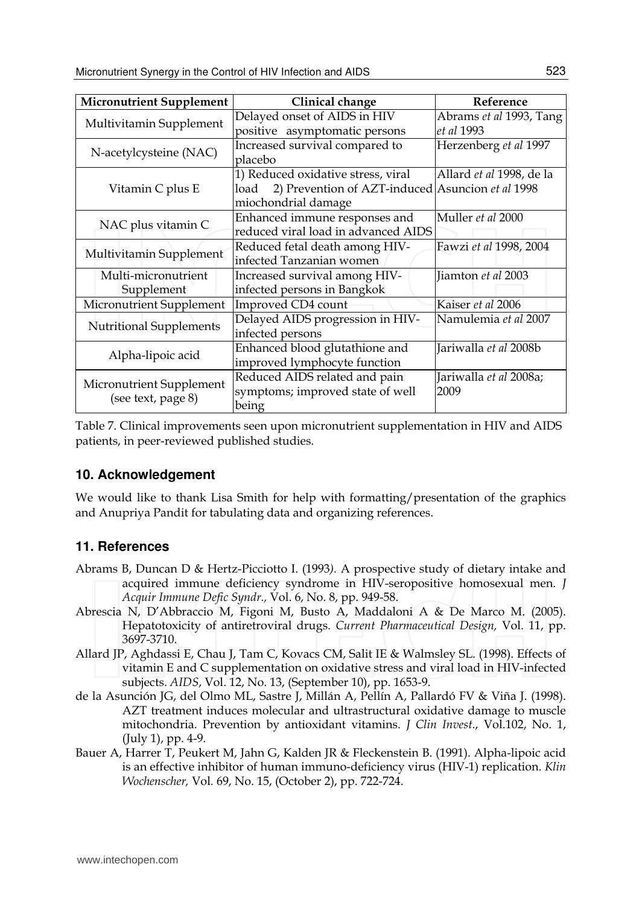| Micronutrient Supplement | Clinical change | Reference |
| --- | --- | --- |
| Multivitamin Supplement | Delayed onset of AIDS in HIV positive asymptomatic persons | Abrams *et al* 1993, Tang *et al* 1993 |
| N-acetylcysteine (NAC) | Increased survival compared to placebo | Herzenberg *et al* 1997 |
| Vitamin C plus E | 1) Reduced oxidative stress, viral load 2) Prevention of AZT-induced miochondrial damage | Allard *et al* 1998, de la Asuncion *et al* 1998 |
| NAC plus vitamin C | Enhanced immune responses and reduced viral load in advanced AIDS | Muller *et al* 2000 |
| Multivitamin Supplement | Reduced fetal death among HIV-infected Tanzanian women | Fawzi *et al* 1998, 2004 |
| Multi-micronutrient Supplement | Increased survival among HIV-infected persons in Bangkok | Jiamton *et al* 2003 |
| Micronutrient Supplement | Improved CD4 count | Kaiser *et al* 2006 |
| Nutritional Supplements | Delayed AIDS progression in HIV-infected persons | Namulemia *et al* 2007 |
| Alpha-lipoic acid | Enhanced blood glutathione and improved lymphocyte function | Jariwalla *et al* 2008b |
| Micronutrient Supplement (see text, page 8) | Reduced AIDS related and pain symptoms; improved state of well being | Jariwalla *et al* 2008a; 2009 |

Table 7. Clinical improvements seen upon micronutrient supplementation in HIV and AIDS patients, in peer-reviewed published studies.

## 10. Acknowledgement

We would like to thank Lisa Smith for help with formatting/presentation of the graphics and Anupriya Pandit for tabulating data and organizing references.

## 11. References

Abrams B, Duncan D & Hertz-Picciotto I. (1993). A prospective study of dietary intake and acquired immune deficiency syndrome in HIV-seropositive homosexual men. *J Acquir Immune Defic Syndr.,* Vol. 6, No. 8, pp. 949-58.

Abrescia N, D'Abbraccio M, Figoni M, Busto A, Maddaloni A & De Marco M. (2005). Hepatotoxicity of antiretroviral drugs. *Current Pharmaceutical Design,* Vol. 11, pp. 3697-3710.

Allard JP, Aghdassi E, Chau J, Tam C, Kovacs CM, Salit IE & Walmsley SL. (1998). Effects of vitamin E and C supplementation on oxidative stress and viral load in HIV-infected subjects. *AIDS*, Vol. 12, No. 13, (September 10), pp. 1653-9.

de la Asunción JG, del Olmo ML, Sastre J, Millán A, Pellín A, Pallardó FV & Viña J. (1998). AZT treatment induces molecular and ultrastructural oxidative damage to muscle mitochondria. Prevention by antioxidant vitamins. *J Clin Invest*., Vol.102, No. 1, (July 1), pp. 4-9.

Bauer A, Harrer T, Peukert M, Jahn G, Kalden JR & Fleckenstein B. (1991). Alpha-lipoic acid is an effective inhibitor of human immuno-deficiency virus (HIV-1) replication. *Klin Wochenscher,* Vol. 69, No. 15, (October 2), pp. 722-724.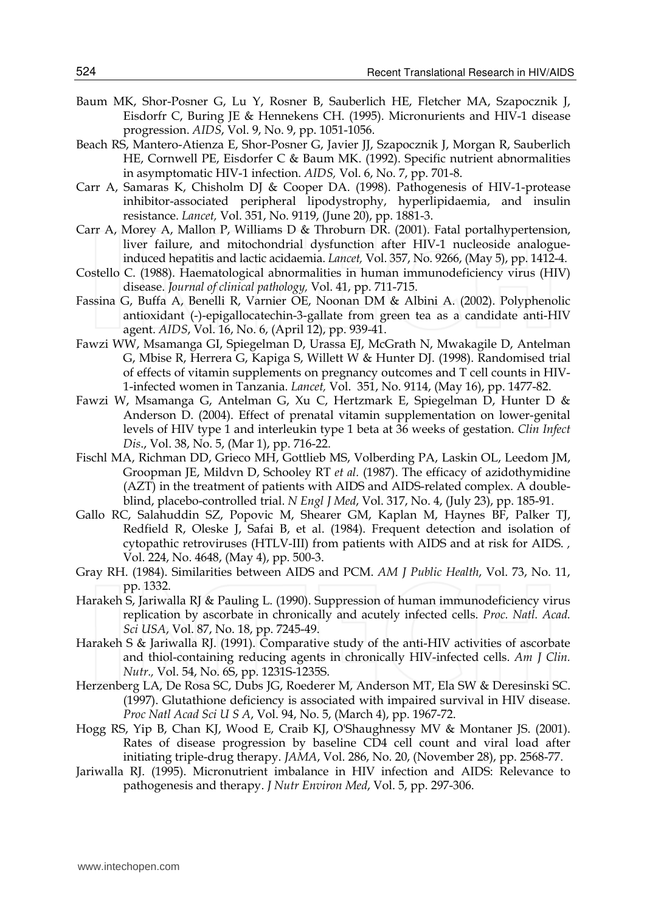Baum MK, Shor-Posner G, Lu Y, Rosner B, Sauberlich HE, Fletcher MA, Szapocznik J, Eisdorfr C, Buring JE & Hennekens CH. (1995). Micronurients and HIV-1 disease progression. *AIDS*, Vol. 9, No. 9, pp. 1051-1056.

Beach RS, Mantero-Atienza E, Shor-Posner G, Javier JJ, Szapocznik J, Morgan R, Sauberlich HE, Cornwell PE, Eisdorfer C & Baum MK. (1992). Specific nutrient abnormalities in asymptomatic HIV-1 infection. *AIDS,* Vol. 6, No. 7, pp. 701-8.

Carr A, Samaras K, Chisholm DJ & Cooper DA. (1998). Pathogenesis of HIV-1-protease inhibitor-associated peripheral lipodystrophy, hyperlipidaemia, and insulin resistance. *Lancet,* Vol. 351, No. 9119, (June 20), pp. 1881-3.

Carr A, Morey A, Mallon P, Williams D & Throburn DR. (2001). Fatal portalhypertension, liver failure, and mitochondrial dysfunction after HIV-1 nucleoside analogue-induced hepatitis and lactic acidaemia. *Lancet,* Vol. 357, No. 9266, (May 5), pp. 1412-4.

Costello C. (1988). Haematological abnormalities in human immunodeficiency virus (HIV) disease. *Journal of clinical pathology,* Vol. 41, pp. 711-715.

Fassina G, Buffa A, Benelli R, Varnier OE, Noonan DM & Albini A. (2002). Polyphenolic antioxidant (-)-epigallocatechin-3-gallate from green tea as a candidate anti-HIV agent. *AIDS*, Vol. 16, No. 6, (April 12), pp. 939-41.

Fawzi WW, Msamanga GI, Spiegelman D, Urassa EJ, McGrath N, Mwakagile D, Antelman G, Mbise R, Herrera G, Kapiga S, Willett W & Hunter DJ. (1998). Randomised trial of effects of vitamin supplements on pregnancy outcomes and T cell counts in HIV-1-infected women in Tanzania. *Lancet,* Vol. 351, No. 9114, (May 16), pp. 1477-82.

Fawzi W, Msamanga G, Antelman G, Xu C, Hertzmark E, Spiegelman D, Hunter D & Anderson D. (2004). Effect of prenatal vitamin supplementation on lower-genital levels of HIV type 1 and interleukin type 1 beta at 36 weeks of gestation. *Clin Infect Dis.*, Vol. 38, No. 5, (Mar 1), pp. 716-22.

Fischl MA, Richman DD, Grieco MH, Gottlieb MS, Volberding PA, Laskin OL, Leedom JM, Groopman JE, Mildvn D, Schooley RT *et al.* (1987). The efficacy of azidothymidine (AZT) in the treatment of patients with AIDS and AIDS-related complex. A double-blind, placebo-controlled trial. *N Engl J Med*, Vol. 317, No. 4, (July 23), pp. 185-91.

Gallo RC, Salahuddin SZ, Popovic M, Shearer GM, Kaplan M, Haynes BF, Palker TJ, Redfield R, Oleske J, Safai B, et al. (1984). Frequent detection and isolation of cytopathic retroviruses (HTLV-III) from patients with AIDS and at risk for AIDS. *,* Vol. 224, No. 4648, (May 4), pp. 500-3.

Gray RH. (1984). Similarities between AIDS and PCM. *AM J Public Health*, Vol. 73, No. 11, pp. 1332.

Harakeh S, Jariwalla RJ & Pauling L. (1990). Suppression of human immunodeficiency virus replication by ascorbate in chronically and acutely infected cells. *Proc. Natl. Acad. Sci USA*, Vol. 87, No. 18, pp. 7245-49.

Harakeh S & Jariwalla RJ. (1991). Comparative study of the anti-HIV activities of ascorbate and thiol-containing reducing agents in chronically HIV-infected cells. *Am J Clin. Nutr.,* Vol. 54, No. 6S, pp. 1231S-1235S.

Herzenberg LA, De Rosa SC, Dubs JG, Roederer M, Anderson MT, Ela SW & Deresinski SC. (1997). Glutathione deficiency is associated with impaired survival in HIV disease. *Proc Natl Acad Sci U S A*, Vol. 94, No. 5, (March 4), pp. 1967-72.

Hogg RS, Yip B, Chan KJ, Wood E, Craib KJ, O'Shaughnessy MV & Montaner JS. (2001). Rates of disease progression by baseline CD4 cell count and viral load after initiating triple-drug therapy. *JAMA*, Vol. 286, No. 20, (November 28), pp. 2568-77.

Jariwalla RJ. (1995). Micronutrient imbalance in HIV infection and AIDS: Relevance to pathogenesis and therapy. *J Nutr Environ Med*, Vol. 5, pp. 297-306.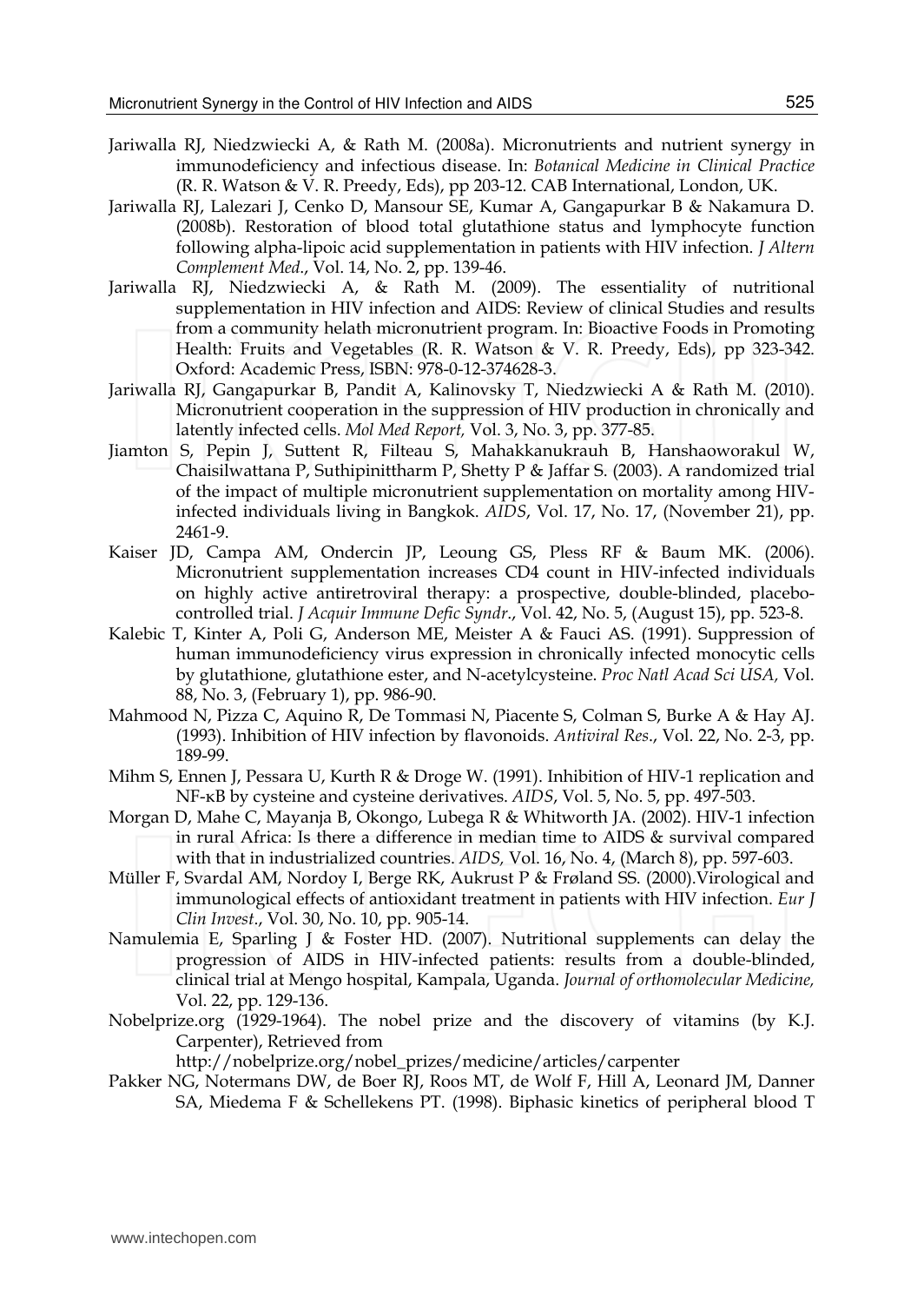Jariwalla RJ, Niedzwiecki A, & Rath M. (2008a). Micronutrients and nutrient synergy in immunodeficiency and infectious disease. In: *Botanical Medicine in Clinical Practice* (R. R. Watson & V. R. Preedy, Eds), pp 203-12. CAB International, London, UK.

Jariwalla RJ, Lalezari J, Cenko D, Mansour SE, Kumar A, Gangapurkar B & Nakamura D. (2008b). Restoration of blood total glutathione status and lymphocyte function following alpha-lipoic acid supplementation in patients with HIV infection. *J Altern Complement Med.*, Vol. 14, No. 2, pp. 139-46.

Jariwalla RJ, Niedzwiecki A, & Rath M. (2009). The essentiality of nutritional supplementation in HIV infection and AIDS: Review of clinical Studies and results from a community helath micronutrient program. In: Bioactive Foods in Promoting Health: Fruits and Vegetables (R. R. Watson & V. R. Preedy, Eds), pp 323-342. Oxford: Academic Press, ISBN: 978-0-12-374628-3.

Jariwalla RJ, Gangapurkar B, Pandit A, Kalinovsky T, Niedzwiecki A & Rath M. (2010). Micronutrient cooperation in the suppression of HIV production in chronically and latently infected cells. *Mol Med Report,* Vol. 3, No. 3, pp. 377-85.

Jiamton S, Pepin J, Suttent R, Filteau S, Mahakkanukrauh B, Hanshaoworakul W, Chaisilwattana P, Suthipinittharm P, Shetty P & Jaffar S. (2003). A randomized trial of the impact of multiple micronutrient supplementation on mortality among HIV-infected individuals living in Bangkok. *AIDS*, Vol. 17, No. 17, (November 21), pp. 2461-9.

Kaiser JD, Campa AM, Ondercin JP, Leoung GS, Pless RF & Baum MK. (2006). Micronutrient supplementation increases CD4 count in HIV-infected individuals on highly active antiretroviral therapy: a prospective, double-blinded, placebo-controlled trial. *J Acquir Immune Defic Syndr.*, Vol. 42, No. 5, (August 15), pp. 523-8.

Kalebic T, Kinter A, Poli G, Anderson ME, Meister A & Fauci AS. (1991). Suppression of human immunodeficiency virus expression in chronically infected monocytic cells by glutathione, glutathione ester, and N-acetylcysteine. *Proc Natl Acad Sci USA,* Vol. 88, No. 3, (February 1), pp. 986-90.

Mahmood N, Pizza C, Aquino R, De Tommasi N, Piacente S, Colman S, Burke A & Hay AJ. (1993). Inhibition of HIV infection by flavonoids. *Antiviral Res.*, Vol. 22, No. 2-3, pp. 189-99.

Mihm S, Ennen J, Pessara U, Kurth R & Droge W. (1991). Inhibition of HIV-1 replication and NF-κB by cysteine and cysteine derivatives. *AIDS*, Vol. 5, No. 5, pp. 497-503.

Morgan D, Mahe C, Mayanja B, Okongo, Lubega R & Whitworth JA. (2002). HIV-1 infection in rural Africa: Is there a difference in median time to AIDS & survival compared with that in industrialized countries. *AIDS,* Vol. 16, No. 4, (March 8), pp. 597-603.

Müller F, Svardal AM, Nordoy I, Berge RK, Aukrust P & Frøland SS. (2000).Virological and immunological effects of antioxidant treatment in patients with HIV infection. *Eur J Clin Invest.*, Vol. 30, No. 10, pp. 905-14.

Namulemia E, Sparling J & Foster HD. (2007). Nutritional supplements can delay the progression of AIDS in HIV-infected patients: results from a double-blinded, clinical trial at Mengo hospital, Kampala, Uganda. *Journal of orthomolecular Medicine,* Vol. 22, pp. 129-136.

Nobelprize.org (1929-1964). The nobel prize and the discovery of vitamins (by K.J. Carpenter), Retrieved from http://nobelprize.org/nobel_prizes/medicine/articles/carpenter

Pakker NG, Notermans DW, de Boer RJ, Roos MT, de Wolf F, Hill A, Leonard JM, Danner SA, Miedema F & Schellekens PT. (1998). Biphasic kinetics of peripheral blood T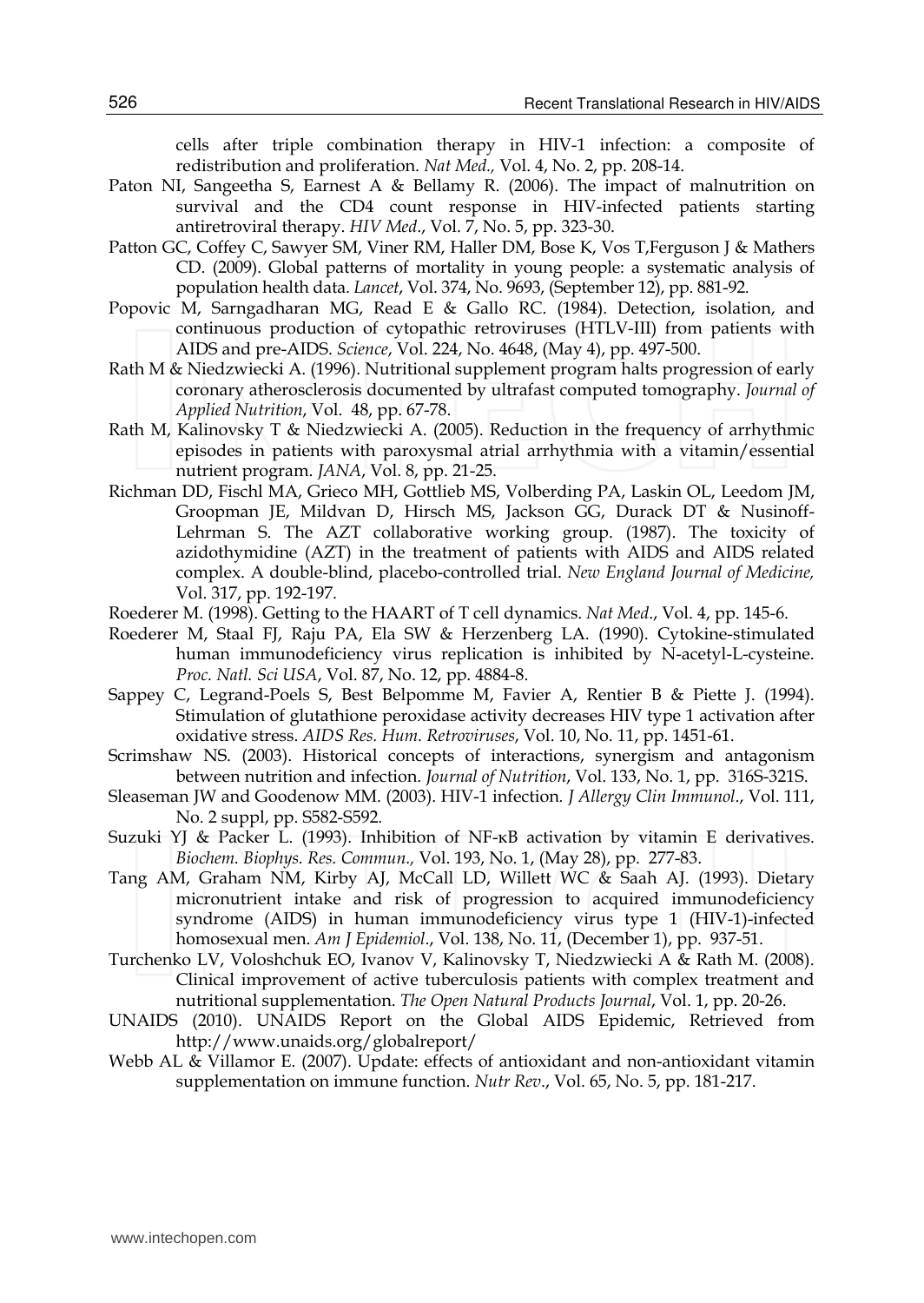cells after triple combination therapy in HIV-1 infection: a composite of redistribution and proliferation. *Nat Med.,* Vol. 4, No. 2, pp. 208-14.

Paton NI, Sangeetha S, Earnest A & Bellamy R. (2006). The impact of malnutrition on survival and the CD4 count response in HIV-infected patients starting antiretroviral therapy. *HIV Med*., Vol. 7, No. 5, pp. 323-30.

Patton GC, Coffey C, Sawyer SM, Viner RM, Haller DM, Bose K, Vos T,Ferguson J & Mathers CD. (2009). Global patterns of mortality in young people: a systematic analysis of population health data. *Lancet*, Vol. 374, No. 9693, (September 12), pp. 881-92.

Popovic M, Sarngadharan MG, Read E & Gallo RC. (1984). Detection, isolation, and continuous production of cytopathic retroviruses (HTLV-III) from patients with AIDS and pre-AIDS. *Science*, Vol. 224, No. 4648, (May 4), pp. 497-500.

Rath M & Niedzwiecki A. (1996). Nutritional supplement program halts progression of early coronary atherosclerosis documented by ultrafast computed tomography. *Journal of Applied Nutrition*, Vol. 48, pp. 67-78.

Rath M, Kalinovsky T & Niedzwiecki A. (2005). Reduction in the frequency of arrhythmic episodes in patients with paroxysmal atrial arrhythmia with a vitamin/essential nutrient program. *JANA*, Vol. 8, pp. 21-25.

Richman DD, Fischl MA, Grieco MH, Gottlieb MS, Volberding PA, Laskin OL, Leedom JM, Groopman JE, Mildvan D, Hirsch MS, Jackson GG, Durack DT & Nusinoff-Lehrman S. The AZT collaborative working group. (1987). The toxicity of azidothymidine (AZT) in the treatment of patients with AIDS and AIDS related complex. A double-blind, placebo-controlled trial. *New England Journal of Medicine,* Vol. 317, pp. 192-197.

Roederer M. (1998). Getting to the HAART of T cell dynamics. *Nat Med*., Vol. 4, pp. 145-6.

Roederer M, Staal FJ, Raju PA, Ela SW & Herzenberg LA. (1990). Cytokine-stimulated human immunodeficiency virus replication is inhibited by N-acetyl-L-cysteine. *Proc. Natl. Sci USA*, Vol. 87, No. 12, pp. 4884-8.

Sappey C, Legrand-Poels S, Best Belpomme M, Favier A, Rentier B & Piette J. (1994). Stimulation of glutathione peroxidase activity decreases HIV type 1 activation after oxidative stress. *AIDS Res. Hum. Retroviruses*, Vol. 10, No. 11, pp. 1451-61.

Scrimshaw NS. (2003). Historical concepts of interactions, synergism and antagonism between nutrition and infection. *Journal of Nutrition*, Vol. 133, No. 1, pp. 316S-321S.

Sleaseman JW and Goodenow MM. (2003). HIV-1 infection. *J Allergy Clin Immunol*., Vol. 111, No. 2 suppl, pp. S582-S592.

Suzuki YJ & Packer L. (1993). Inhibition of NF-κB activation by vitamin E derivatives. *Biochem. Biophys. Res. Commun.,* Vol. 193, No. 1, (May 28), pp. 277-83.

Tang AM, Graham NM, Kirby AJ, McCall LD, Willett WC & Saah AJ. (1993). Dietary micronutrient intake and risk of progression to acquired immunodeficiency syndrome (AIDS) in human immunodeficiency virus type 1 (HIV-1)-infected homosexual men. *Am J Epidemiol*., Vol. 138, No. 11, (December 1), pp. 937-51.

Turchenko LV, Voloshchuk EO, Ivanov V, Kalinovsky T, Niedzwiecki A & Rath M. (2008). Clinical improvement of active tuberculosis patients with complex treatment and nutritional supplementation. *The Open Natural Products Journal*, Vol. 1, pp. 20-26.

UNAIDS (2010). UNAIDS Report on the Global AIDS Epidemic, Retrieved from http://www.unaids.org/globalreport/

Webb AL & Villamor E. (2007). Update: effects of antioxidant and non-antioxidant vitamin supplementation on immune function. *Nutr Rev*., Vol. 65, No. 5, pp. 181-217.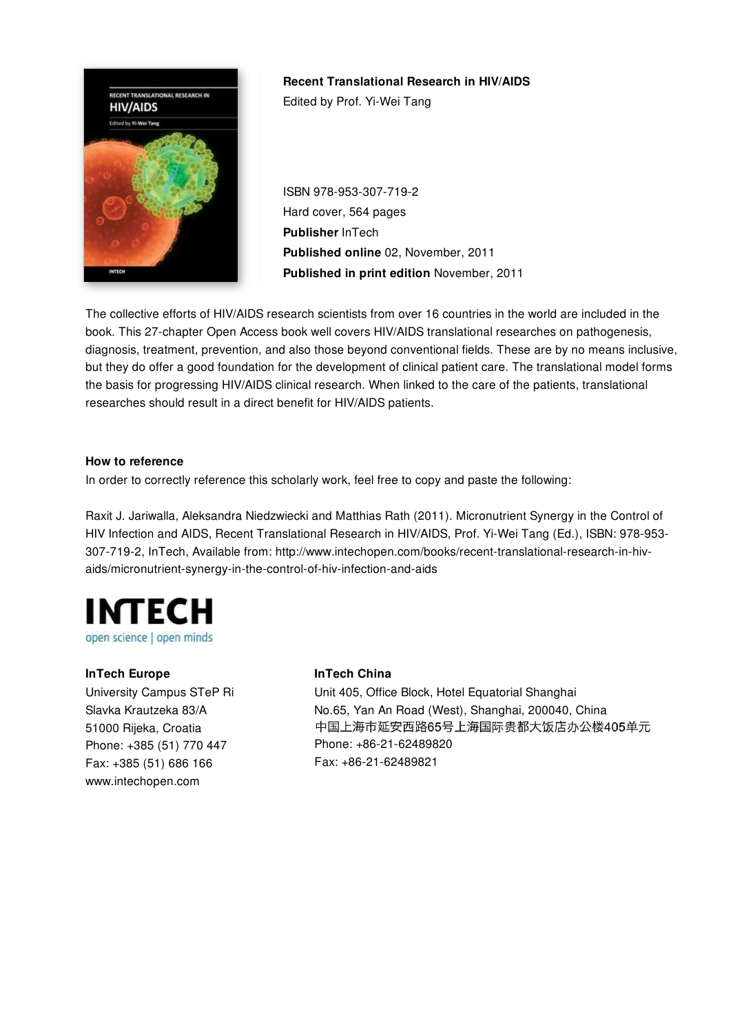**Recent Translational Research in HIV/AIDS**
Edited by Prof. Yi-Wei Tang

ISBN 978-953-307-719-2
Hard cover, 564 pages
**Publisher** InTech
**Published online** 02, November, 2011
**Published in print edition** November, 2011

The collective efforts of HIV/AIDS research scientists from over 16 countries in the world are included in the book. This 27-chapter Open Access book well covers HIV/AIDS translational researches on pathogenesis, diagnosis, treatment, prevention, and also those beyond conventional fields. These are by no means inclusive, but they do offer a good foundation for the development of clinical patient care. The translational model forms the basis for progressing HIV/AIDS clinical research. When linked to the care of the patients, translational researches should result in a direct benefit for HIV/AIDS patients.

**How to reference**

In order to correctly reference this scholarly work, feel free to copy and paste the following:

Raxit J. Jariwalla, Aleksandra Niedzwiecki and Matthias Rath (2011). Micronutrient Synergy in the Control of HIV Infection and AIDS, Recent Translational Research in HIV/AIDS, Prof. Yi-Wei Tang (Ed.), ISBN: 978-953-307-719-2, InTech, Available from: http://www.intechopen.com/books/recent-translational-research-in-hiv-aids/micronutrient-synergy-in-the-control-of-hiv-infection-and-aids

**INTECH**
open science | open minds

**InTech Europe**
University Campus STeP Ri
Slavka Krautzeka 83/A
51000 Rijeka, Croatia
Phone: +385 (51) 770 447
Fax: +385 (51) 686 166
www.intechopen.com

**InTech China**
Unit 405, Office Block, Hotel Equatorial Shanghai
No.65, Yan An Road (West), Shanghai, 200040, China
中国上海市延安西路65号上海国际贵都大饭店办公楼405单元
Phone: +86-21-62489820
Fax: +86-21-62489821